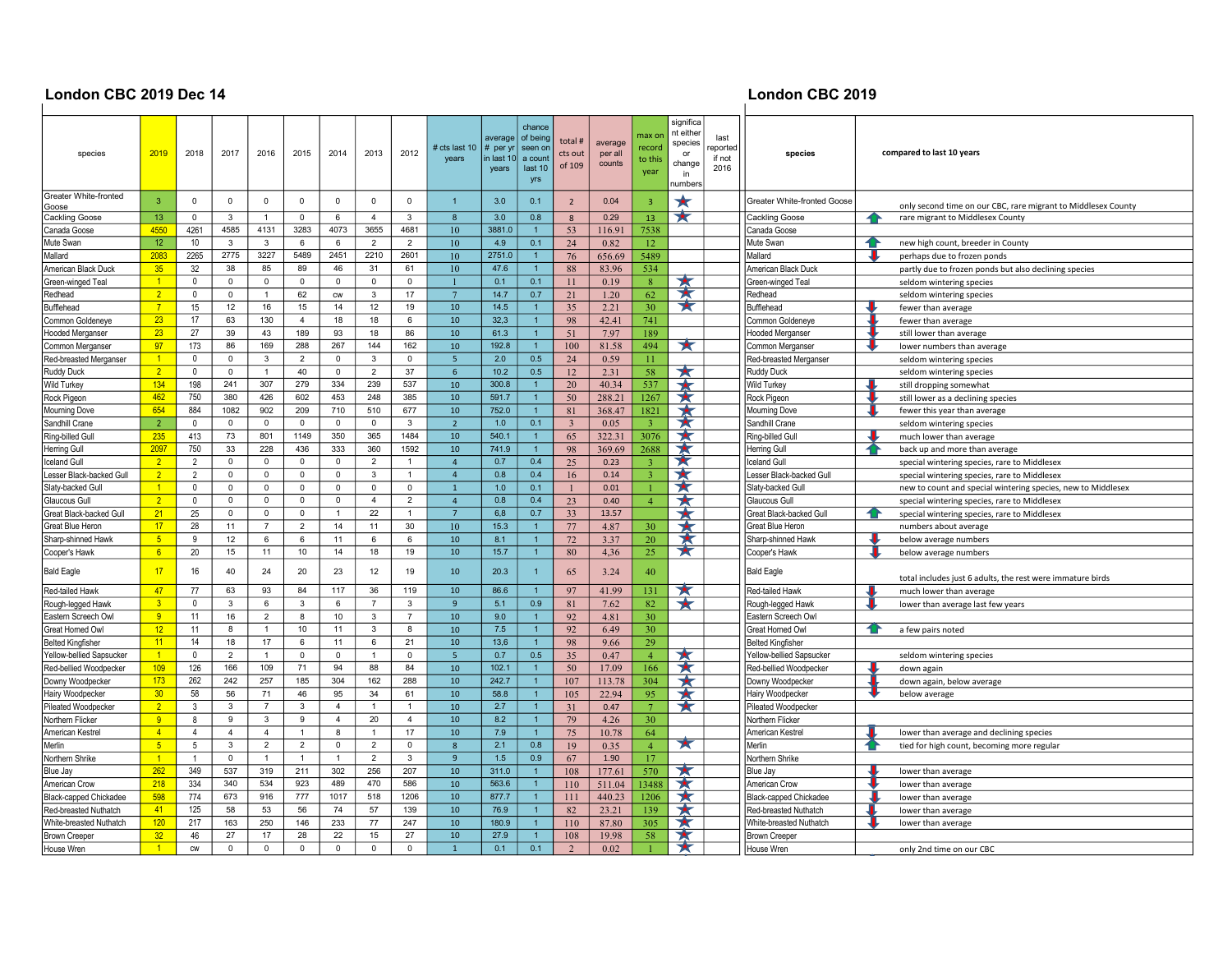## London CBC 2019 Dec 14

| species | 2019 | 2018 | 2017 | 2016 | 2015 | 2014 | 2013 | 2012 | # cts last 10 years | average # per yr in last 10 years | chance of being seen on a count last 10 yrs | total # cts out of 109 | average per all counts | max on record to this year | significant either species or change in numbers | last reported if not 2016 |
|---|---|---|---|---|---|---|---|---|---|---|---|---|---|---|---|---|
| Greater White-fronted Goose | 3 | 0 | 0 | 0 | 0 | 0 | 0 | 0 | 1 | 3.0 | 0.1 | 2 | 0.04 | 3 | ★ | |
| Cackling Goose | 13 | 0 | 3 | 1 | 0 | 6 | 4 | 3 | 8 | 3.0 | 0.8 | 8 | 0.29 | 13 | ★ | |
| Canada Goose | 4550 | 4261 | 4585 | 4131 | 3283 | 4073 | 3655 | 4681 | 10 | 3881.0 | 1 | 53 | 116.91 | 7538 | | |
| Mute Swan | 12 | 10 | 3 | 3 | 6 | 6 | 2 | 2 | 10 | 4.9 | 0.1 | 24 | 0.82 | 12 | | |
| Mallard | 2083 | 2265 | 2775 | 3227 | 5489 | 2451 | 2210 | 2601 | 10 | 2751.0 | 1 | 76 | 656.69 | 5489 | | |
| American Black Duck | 35 | 32 | 38 | 85 | 89 | 46 | 31 | 61 | 10 | 47.6 | 1 | 88 | 83.96 | 534 | | |
| Green-winged Teal | 1 | 0 | 0 | 0 | 0 | 0 | 0 | 0 | 1 | 0.1 | 0.1 | 11 | 0.19 | 8 | ★ | |
| Redhead | 2 | 0 | 0 | 1 | 62 | cw | 3 | 17 | 7 | 14.7 | 0.7 | 21 | 1.20 | 62 | ★ | |
| Bufflehead | 7 | 15 | 12 | 16 | 15 | 14 | 12 | 19 | 10 | 14.5 | 1 | 35 | 2.21 | 30 | ★ | |
| Common Goldeneye | 23 | 17 | 63 | 130 | 4 | 18 | 18 | 6 | 10 | 32.3 | 1 | 98 | 42.41 | 741 | | |
| Hooded Merganser | 23 | 27 | 39 | 43 | 189 | 93 | 18 | 86 | 10 | 61.3 | 1 | 51 | 7.97 | 189 | | |
| Common Merganser | 97 | 173 | 86 | 169 | 288 | 267 | 144 | 162 | 10 | 192.8 | 1 | 100 | 81.58 | 494 | ★ | |
| Red-breasted Merganser | 1 | 0 | 0 | 3 | 2 | 0 | 3 | 0 | 5 | 2.0 | 0.5 | 24 | 0.59 | 11 | | |
| Ruddy Duck | 2 | 0 | 0 | 1 | 40 | 0 | 2 | 37 | 6 | 10.2 | 0.5 | 12 | 2.31 | 58 | ★ | |
| Wild Turkey | 134 | 198 | 241 | 307 | 279 | 334 | 239 | 537 | 10 | 300.8 | 1 | 20 | 40.34 | 537 | ★ | |
| Rock Pigeon | 462 | 750 | 380 | 426 | 602 | 453 | 248 | 385 | 10 | 591.7 | 1 | 50 | 288.21 | 1267 | ★ | |
| Mourning Dove | 654 | 884 | 1082 | 902 | 209 | 710 | 510 | 677 | 10 | 752.0 | 1 | 81 | 368.47 | 1821 | ★ | |
| Sandhill Crane | 2 | 0 | 0 | 0 | 0 | 0 | 0 | 3 | 2 | 1.0 | 0.1 | 3 | 0.05 | 3 | ★ | |
| Ring-billed Gull | 235 | 413 | 73 | 801 | 1149 | 350 | 365 | 1484 | 10 | 540.1 | 1 | 65 | 322.31 | 3076 | ★ | |
| Herring Gull | 2097 | 750 | 33 | 228 | 436 | 333 | 360 | 1592 | 10 | 741.9 | 1 | 98 | 369.69 | 2688 | ★ | |
| Iceland Gull | 2 | 2 | 0 | 0 | 0 | 0 | 2 | 1 | 4 | 0.7 | 0.4 | 25 | 0.23 | 3 | ★ | |
| Lesser Black-backed Gull | 2 | 2 | 0 | 0 | 0 | 0 | 3 | 1 | 4 | 0.8 | 0.4 | 16 | 0.14 | 3 | ★ | |
| Slaty-backed Gull | 1 | 0 | 0 | 0 | 0 | 0 | 0 | 0 | 1 | 1.0 | 0.1 | 1 | 0.01 | 1 | ★ | |
| Glaucous Gull | 2 | 0 | 0 | 0 | 0 | 0 | 4 | 2 | 4 | 0.8 | 0.4 | 23 | 0.40 | 4 | ★ | |
| Great Black-backed Gull | 21 | 25 | 0 | 0 | 0 | 1 | 22 | 1 | 7 | 6.8 | 0.7 | 33 | 13.57 | | ★ | |
| Great Blue Heron | 17 | 28 | 11 | 7 | 2 | 14 | 11 | 30 | 10 | 15.3 | 1 | 77 | 4.87 | 30 | ★ | |
| Sharp-shinned Hawk | 5 | 9 | 12 | 6 | 6 | 11 | 6 | 6 | 10 | 8.1 | 1 | 72 | 3.37 | 20 | ★ | |
| Cooper's Hawk | 6 | 20 | 15 | 11 | 10 | 14 | 18 | 19 | 10 | 15.7 | 1 | 80 | 4,36 | 25 | ★ | |
| Bald Eagle | 17 | 16 | 40 | 24 | 20 | 23 | 12 | 19 | 10 | 20.3 | 1 | 65 | 3.24 | 40 | | |
| Red-tailed Hawk | 47 | 77 | 63 | 93 | 84 | 117 | 36 | 119 | 10 | 86.6 | 1 | 97 | 41.99 | 131 | ★ | |
| Rough-legged Hawk | 3 | 0 | 3 | 6 | 3 | 6 | 7 | 3 | 9 | 5.1 | 0.9 | 81 | 7.62 | 82 | ★ | |
| Eastern Screech Owl | 9 | 11 | 16 | 2 | 8 | 10 | 3 | 7 | 10 | 9.0 | 1 | 92 | 4.81 | 30 | | |
| Great Horned Owl | 12 | 11 | 8 | 1 | 10 | 11 | 3 | 8 | 10 | 7.5 | 1 | 92 | 6.49 | 30 | | |
| Belted Kingfisher | 11 | 14 | 18 | 17 | 6 | 11 | 6 | 21 | 10 | 13.6 | 1 | 98 | 9.66 | 29 | | |
| Yellow-bellied Sapsucker | 1 | 0 | 2 | 1 | 0 | 0 | 1 | 0 | 5 | 0.7 | 0.5 | 35 | 0.47 | 4 | ★ | |
| Red-bellied Woodpecker | 109 | 126 | 166 | 109 | 71 | 94 | 88 | 84 | 10 | 102.1 | 1 | 50 | 17.09 | 166 | ★ | |
| Downy Woodpecker | 173 | 262 | 242 | 257 | 185 | 304 | 162 | 288 | 10 | 242.7 | 1 | 107 | 113.78 | 304 | ★ | |
| Hairy Woodpecker | 30 | 58 | 56 | 71 | 46 | 95 | 34 | 61 | 10 | 58.8 | 1 | 105 | 22.94 | 95 | ★ | |
| Pileated Woodpecker | 2 | 3 | 3 | 7 | 3 | 4 | 1 | 1 | 10 | 2.7 | 1 | 31 | 0.47 | 7 | ★ | |
| Northern Flicker | 9 | 8 | 9 | 3 | 9 | 4 | 20 | 4 | 10 | 8.2 | 1 | 79 | 4.26 | 30 | | |
| American Kestrel | 4 | 4 | 4 | 4 | 1 | 8 | 1 | 17 | 10 | 7.9 | 1 | 75 | 10.78 | 64 | | |
| Merlin | 5 | 5 | 2 | 2 | 2 | 0 | 2 | 0 | 8 | 2.1 | 0.8 | 19 | 0.35 | 4 | ★ | |
| Northern Shrike | 1 | 1 | 0 | 1 | 1 | 1 | 2 | 3 | 9 | 1.5 | 0.9 | 67 | 1.90 | 17 | | |
| Blue Jay | 262 | 349 | 537 | 319 | 211 | 302 | 256 | 207 | 10 | 311.0 | 1 | 108 | 177.61 | 570 | ★ | |
| American Crow | 218 | 334 | 340 | 534 | 923 | 489 | 470 | 586 | 10 | 563.6 | 1 | 110 | 511.04 | 13488 | ★ | |
| Black-capped Chickadee | 598 | 774 | 673 | 916 | 777 | 1017 | 518 | 1206 | 10 | 877.7 | 1 | 111 | 440.23 | 1206 | ★ | |
| Red-breasted Nuthatch | 41 | 125 | 58 | 53 | 56 | 74 | 57 | 139 | 10 | 76.9 | 1 | 82 | 23.21 | 139 | ★ | |
| White-breasted Nuthatch | 120 | 217 | 163 | 250 | 146 | 233 | 77 | 247 | 10 | 180.9 | 1 | 110 | 87.80 | 305 | ★ | |
| Brown Creeper | 32 | 46 | 27 | 17 | 28 | 22 | 15 | 27 | 10 | 27.9 | 1 | 108 | 19.98 | 58 | ★ | |
| House Wren | 1 | cw | 0 | 0 | 0 | 0 | 0 | 0 | 1 | 0.1 | 0.1 | 2 | 0.02 | 1 | ★ | |

## London CBC 2019

| species | compared to last 10 years | |
|---|---|---|
| Greater White-fronted Goose | | only second time on our CBC, rare migrant to Middlesex County |
| Cackling Goose | ↑ | rare migrant to Middlesex County |
| Canada Goose | | |
| Mute Swan | ↑ | new high count, breeder in County |
| Mallard | ↓ | perhaps due to frozen ponds |
| American Black Duck | | partly due to frozen ponds but also declining species |
| Green-winged Teal | | seldom wintering species |
| Redhead | | seldom wintering species |
| Bufflehead | ↓ | fewer than average |
| Common Goldeneye | ↓ | fewer than average |
| Hooded Merganser | ↓ | still lower than average |
| Common Merganser | ↓ | lower numbers than average |
| Red-breasted Merganser | | seldom wintering species |
| Ruddy Duck | | seldom wintering species |
| Wild Turkey | ↓ | still dropping somewhat |
| Rock Pigeon | ↓ | still lower as a declining species |
| Mourning Dove | ↓ | fewer this year than average |
| Sandhill Crane | | seldom wintering species |
| Ring-billed Gull | ↓ | much lower than average |
| Herring Gull | ↑ | back up and more than average |
| Iceland Gull | | special wintering species, rare to Middlesex |
| Lesser Black-backed Gull | | special wintering species, rare to Middlesex |
| Slaty-backed Gull | | new to count and special wintering species, new to Middlesex |
| Glaucous Gull | | special wintering species, rare to Middlesex |
| Great Black-backed Gull | ↑ | special wintering species, rare to Middlesex |
| Great Blue Heron | | numbers about average |
| Sharp-shinned Hawk | ↓ | below average numbers |
| Cooper's Hawk | ↓ | below average numbers |
| Bald Eagle | | total includes just 6 adults, the rest were immature birds |
| Red-tailed Hawk | ↓ | much lower than average |
| Rough-legged Hawk | ↓ | lower than average last few years |
| Eastern Screech Owl | | |
| Great Horned Owl | ↑ | a few pairs noted |
| Belted Kingfisher | | |
| Yellow-bellied Sapsucker | | seldom wintering species |
| Red-bellied Woodpecker | ↓ | down again |
| Downy Woodpecker | ↓ | down again, below average |
| Hairy Woodpecker | ↓ | below average |
| Pileated Woodpecker | | |
| Northern Flicker | | |
| American Kestrel | ↓ | lower than average and declining species |
| Merlin | ↑ | tied for high count, becoming more regular |
| Northern Shrike | | |
| Blue Jay | ↓ | lower than average |
| American Crow | ↓ | lower than average |
| Black-capped Chickadee | ↓ | lower than average |
| Red-breasted Nuthatch | ↓ | lower than average |
| White-breasted Nuthatch | ↓ | lower than average |
| Brown Creeper | | |
| House Wren | | only 2nd time on our CBC |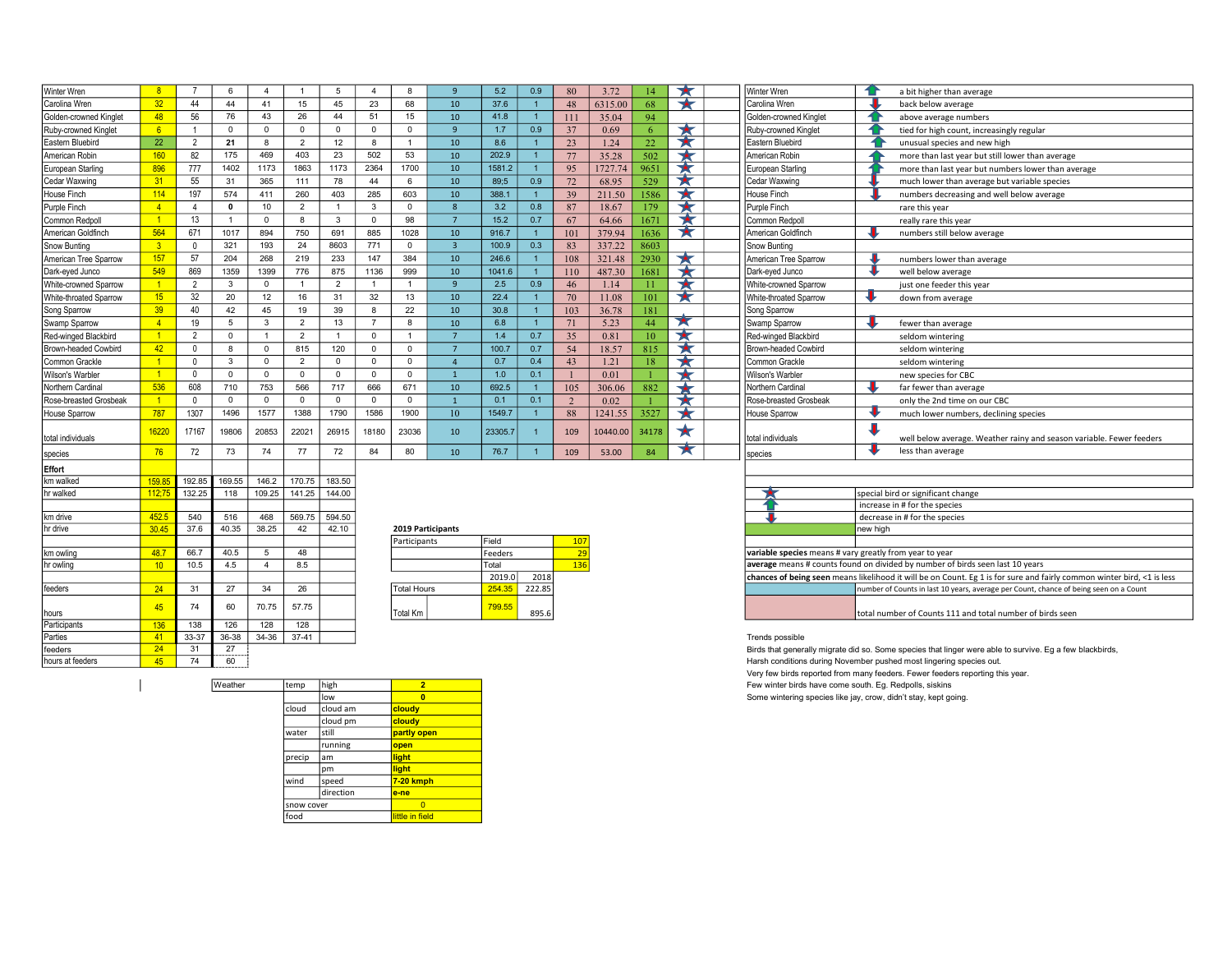| | | | | | | | | | | | | | | |
|---|---|---|---|---|---|---|---|---|---|---|---|---|---|---|
| Winter Wren | 8 | 7 | 6 | 4 | 1 | 5 | 4 | 8 | 9 | 5.2 | 0.9 | 80 | 3.72 | 14 |
| Carolina Wren | 32 | 44 | 44 | 41 | 15 | 45 | 23 | 68 | 10 | 37.6 | 1 | 48 | 6315.00 | 68 |
| Golden-crowned Kinglet | 48 | 56 | 76 | 43 | 26 | 44 | 51 | 15 | 10 | 41.8 | 1 | 111 | 35.04 | 94 |
| Ruby-crowned Kinglet | 6 | 1 | 0 | 0 | 0 | 0 | 0 | 0 | 9 | 1.7 | 0.9 | 37 | 0.69 | 6 |
| Eastern Bluebird | 22 | 2 | 21 | 8 | 2 | 12 | 8 | 1 | 10 | 8.6 | 1 | 23 | 1.24 | 22 |
| American Robin | 160 | 82 | 175 | 469 | 403 | 23 | 502 | 53 | 10 | 202.9 | 1 | 77 | 35.28 | 502 |
| European Starling | 896 | 777 | 1402 | 1173 | 1863 | 1173 | 2364 | 1700 | 10 | 1581.2 | 1 | 95 | 1727.74 | 9651 |
| Cedar Waxwing | 31 | 55 | 31 | 365 | 111 | 78 | 44 | 6 | 10 | 89;5 | 0.9 | 72 | 68.95 | 529 |
| House Finch | 114 | 197 | 574 | 411 | 260 | 403 | 285 | 603 | 10 | 388.1 | 1 | 39 | 211.50 | 1586 |
| Purple Finch | 4 | 4 | 0 | 10 | 2 | 1 | 3 | 0 | 8 | 3.2 | 0.8 | 87 | 18.67 | 179 |
| Common Redpoll | 1 | 13 | 1 | 0 | 8 | 3 | 0 | 98 | 7 | 15.2 | 0.7 | 67 | 64.66 | 1671 |
| American Goldfinch | 564 | 671 | 1017 | 894 | 750 | 691 | 885 | 1028 | 10 | 916.7 | 1 | 101 | 379.94 | 1636 |
| Snow Bunting | 3 | 0 | 321 | 193 | 24 | 8603 | 771 | 0 | 3 | 100.9 | 0.3 | 83 | 337.22 | 8603 |
| American Tree Sparrow | 157 | 57 | 204 | 268 | 219 | 233 | 147 | 384 | 10 | 246.6 | 1 | 108 | 321.48 | 2930 |
| Dark-eyed Junco | 549 | 869 | 1359 | 1399 | 776 | 875 | 1136 | 999 | 10 | 1041.6 | 1 | 110 | 487.30 | 1681 |
| White-crowned Sparrow | 1 | 2 | 3 | 0 | 1 | 2 | 1 | 1 | 9 | 2.5 | 0.9 | 46 | 1.14 | 11 |
| White-throated Sparrow | 15 | 32 | 20 | 12 | 16 | 31 | 32 | 13 | 10 | 22.4 | 1 | 70 | 11.08 | 101 |
| Song Sparrow | 39 | 40 | 42 | 45 | 19 | 39 | 8 | 22 | 10 | 30.8 | 1 | 103 | 36.78 | 181 |
| Swamp Sparrow | 4 | 19 | 5 | 3 | 2 | 13 | 7 | 8 | 10 | 6.8 | 1 | 71 | 5.23 | 44 |
| Red-winged Blackbird | 1 | 2 | 0 | 1 | 2 | 1 | 0 | 1 | 7 | 1.4 | 0.7 | 35 | 0.81 | 10 |
| Brown-headed Cowbird | 42 | 0 | 8 | 0 | 815 | 120 | 0 | 0 | 7 | 100.7 | 0.7 | 54 | 18.57 | 815 |
| Common Grackle | 1 | 0 | 3 | 0 | 2 | 0 | 0 | 0 | 4 | 0.7 | 0.4 | 43 | 1.21 | 18 |
| Wilson's Warbler | 1 | 0 | 0 | 0 | 0 | 0 | 0 | 0 | 1 | 1.0 | 0.1 | 1 | 0.01 | 1 |
| Northern Cardinal | 536 | 608 | 710 | 753 | 566 | 717 | 666 | 671 | 10 | 692.5 | 1 | 105 | 306.06 | 882 |
| Rose-breasted Grosbeak | 1 | 0 | 0 | 0 | 0 | 0 | 0 | 0 | 1 | 0.1 | 0.1 | 2 | 0.02 | 1 |
| House Sparrow | 787 | 1307 | 1496 | 1577 | 1388 | 1790 | 1586 | 1900 | 10 | 1549.7 | 1 | 88 | 1241.55 | 3527 |
| total individuals | 16220 | 17167 | 19806 | 20853 | 22021 | 26915 | 18180 | 23036 | 10 | 23305.7 | 1 | 109 | 10440.00 | 34178 |
| species | 76 | 72 | 73 | 74 | 77 | 72 | 84 | 80 | 10 | 76.7 | 1 | 109 | 53.00 | 84 |

| | | | | | | |
|---|---|---|---|---|---|---|
| **Effort** | | | | | | |
| km walked | 159.85 | 192.85 | 169.55 | 146.2 | 170.75 | 183.50 |
| hr walked | 112;75 | 132.25 | 118 | 109.25 | 141.25 | 144.00 |
| km drive | 452.5 | 540 | 516 | 468 | 569.75 | 594.50 |
| hr drive | 30.45 | 37.6 | 40.35 | 38.25 | 42 | 42.10 |
| km owling | 48.7 | 66.7 | 40.5 | 5 | 48 | |
| hr owling | 10 | 10.5 | 4.5 | 4 | 8.5 | |
| feeders | 24 | 31 | 27 | 34 | 26 | |
| hours | 45 | 74 | 60 | 70.75 | 57.75 | |
| Participants | 136 | 138 | 126 | 128 | 128 | |
| Parties | 41 | 33-37 | 36-38 | 34-36 | 37-41 | |
| feeders | 24 | 31 | 27 | | | |
| hours at feeders | 45 | 74 | 60 | | | |

**2019 Participants**

| | | | |
|---|---|---|---|
| Participants | Field | | 107 |
| | Feeders | | 29 |
| | Total | | 136 |
| | | 2019.0 | 2018 |
| Total Hours | | 254.35 | 222.85 |
| Total Km | | 799.55 | 895.6 |

| | | | |
|---|---|---|---|
| Weather | temp | high | 2 |
| | | low | 0 |
| | cloud | cloud am | cloudy |
| | | cloud pm | cloudy |
| | water | still | partly open |
| | | running | open |
| | precip | am | light |
| | | pm | light |
| | wind | speed | 7-20 kmph |
| | | direction | e-ne |
| | snow cover | | 0 |
| | food | | little in field |

| | | |
|---|---|---|
| Winter Wren | ↑ | a bit higher than average |
| Carolina Wren | ↓ | back below average |
| Golden-crowned Kinglet | ↑ | above average numbers |
| Ruby-crowned Kinglet | ↑ | tied for high count, increasingly regular |
| Eastern Bluebird | ↑ | unusual species and new high |
| American Robin | ↑ | more than last year but still lower than average |
| European Starling | ↑ | more than last year but numbers lower than average |
| Cedar Waxwing | ↓ | much lower than average but variable species |
| House Finch | ↓ | numbers decreasing and well below average |
| Purple Finch | | rare this year |
| Common Redpoll | | really rare this year |
| American Goldfinch | ↓ | numbers still below average |
| Snow Bunting | | |
| American Tree Sparrow | ↓ | numbers lower than average |
| Dark-eyed Junco | ↓ | well below average |
| White-crowned Sparrow | | just one feeder this year |
| White-throated Sparrow | ↓ | down from average |
| Song Sparrow | | |
| Swamp Sparrow | ↓ | fewer than average |
| Red-winged Blackbird | | seldom wintering |
| Brown-headed Cowbird | | seldom wintering |
| Common Grackle | | seldom wintering |
| Wilson's Warbler | | new species for CBC |
| Northern Cardinal | ↓ | far fewer than average |
| Rose-breasted Grosbeak | | only the 2nd time on our CBC |
| House Sparrow | ↓ | much lower numbers, declining species |
| total individuals | ↓ | well below average. Weather rainy and season variable. Fewer feeders |
| species | ↓ | less than average |

| | |
|---|---|
| ★ | special bird or significant change |
| ↑ | increase in # for the species |
| ↓ | decrease in # for the species |
| (green) | new high |

**variable species** means # vary greatly from year to year

**average** means # counts found on divided by number of birds seen last 10 years

**chances of being seen** means likelihood it will be on Count. Eg 1 is for sure and fairly common winter bird, <1 is less

| | |
|---|---|
| (blue) | number of Counts in last 10 years, average per Count, chance of being seen on a Count |
| (pink) | total number of Counts 111 and total number of birds seen |

Trends possible

Birds that generally migrate did so. Some species that linger were able to survive. Eg a few blackbirds,

Harsh conditions during November pushed most lingering species out.

Very few birds reported from many feeders. Fewer feeders reporting this year.

Few winter birds have come south. Eg. Redpolls, siskins

Some wintering species like jay, crow, didn't stay, kept going.